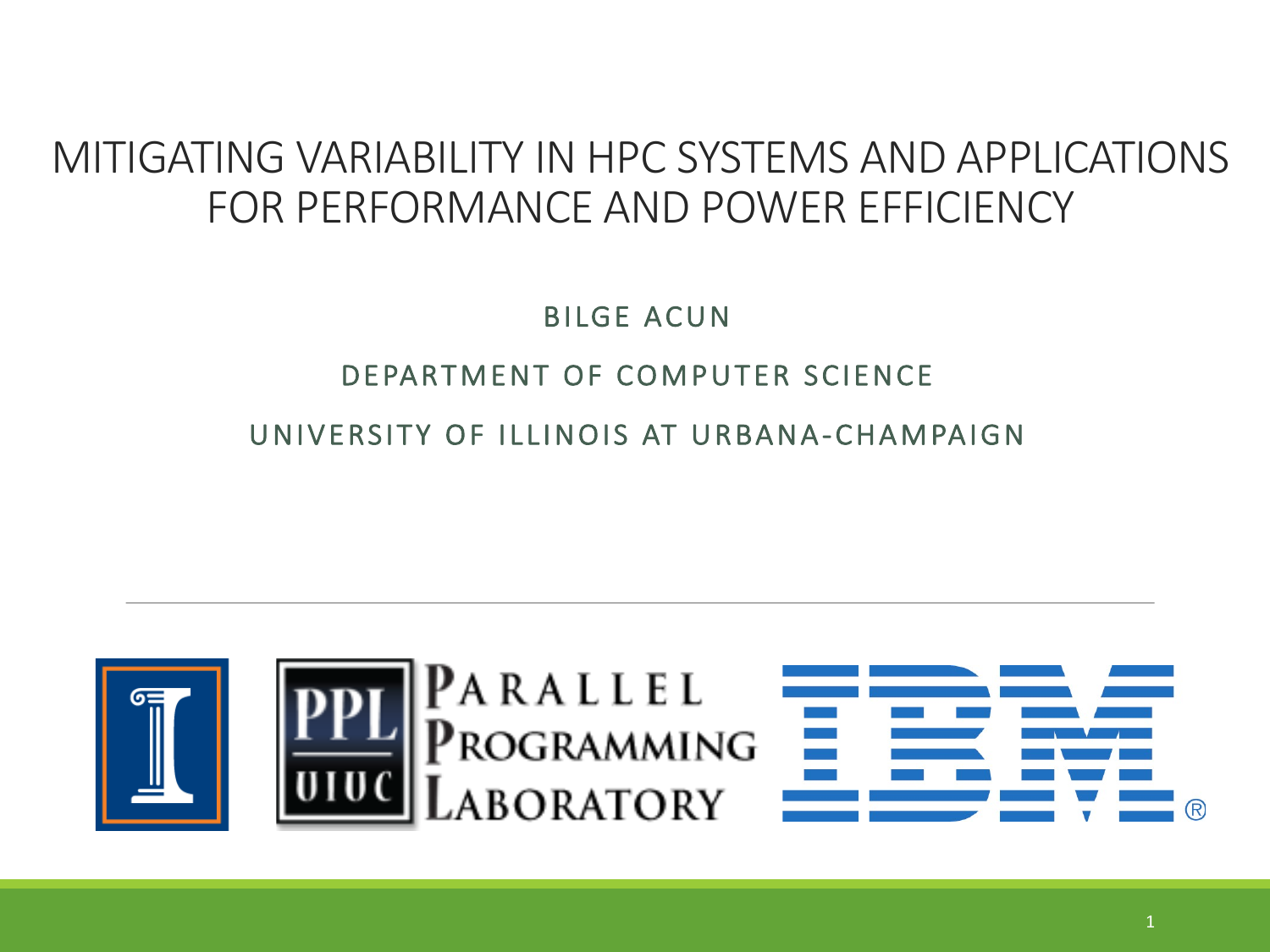# MITIGATING VARIABILITY IN HPC SYSTEMS AND APPLICATIONS FOR PERFORMANCE AND POWER EFFICIENCY

BILGE ACUN

DEPARTMENT OF COMPUTER SCIENCE

UNIVERSITY OF ILLINOIS AT URBANA-CHAMPAIGN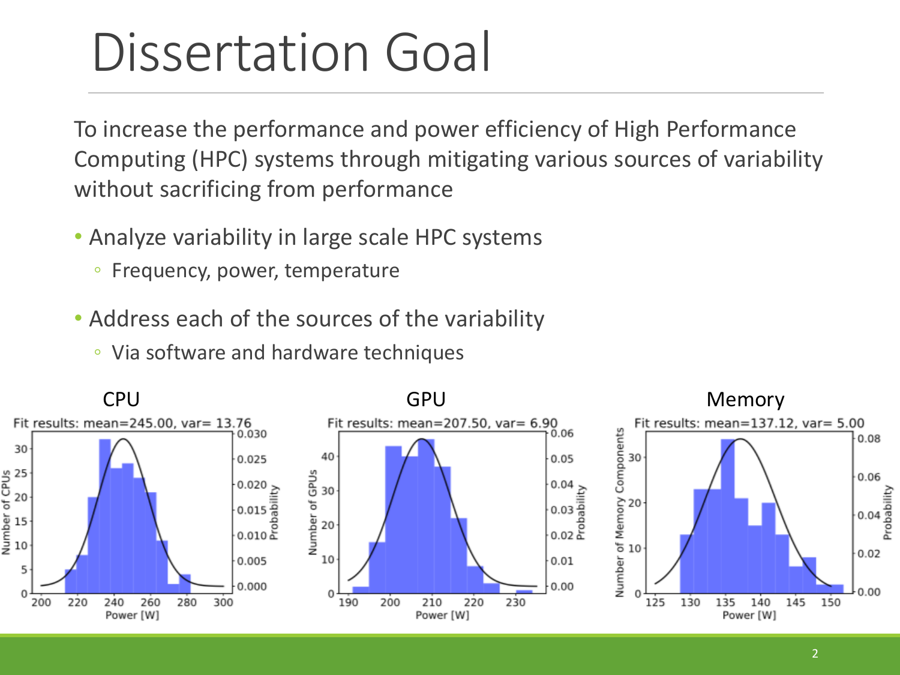# Dissertation Goal

To increase the performance and power efficiency of High Performance Computing (HPC) systems through mitigating various sources of variability without sacrificing from performance

- Analyze variability in large scale HPC systems
  - Frequency, power, temperature
- Address each of the sources of the variability
  - Via software and hardware techniques

CPU

Fit results: mean=245.00, var= 13.76

GPU

Fit results: mean=207.50, var= 6.90

Memory

Fit results: mean=137.12, var= 5.00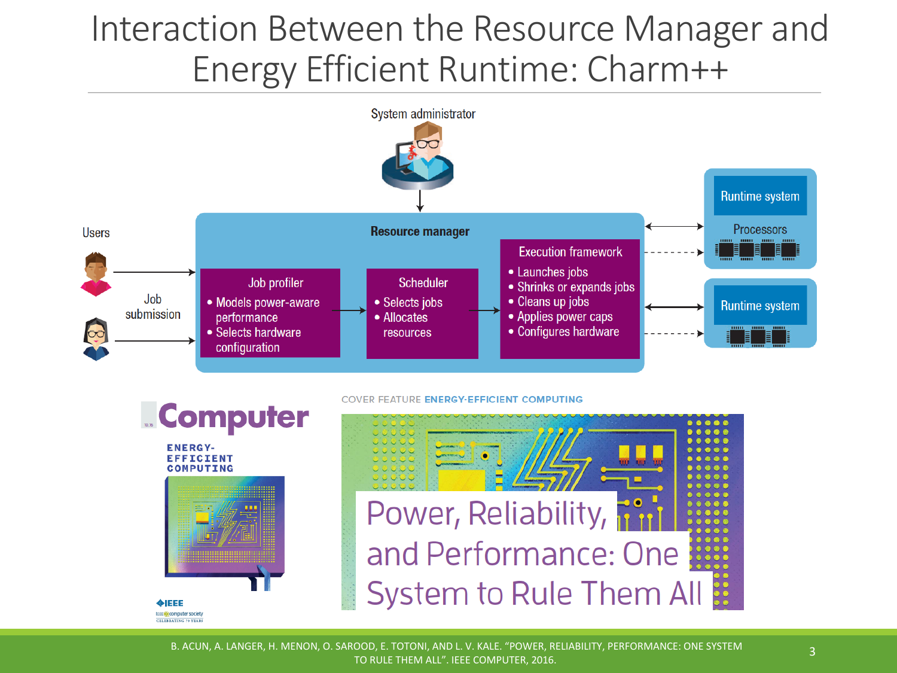# Interaction Between the Resource Manager and Energy Efficient Runtime: Charm++

System administrator

Users

Job submission

**Resource manager**

Job profiler
- Models power-aware performance
- Selects hardware configuration

Scheduler
- Selects jobs
- Allocates resources

Execution framework
- Launches jobs
- Shrinks or expands jobs
- Cleans up jobs
- Applies power caps
- Configures hardware

Runtime system

Processors

Runtime system

Computer

ENERGY-EFFICIENT COMPUTING

COVER FEATURE ENERGY-EFFICIENT COMPUTING

Power, Reliability, and Performance: One System to Rule Them All

B. ACUN, A. LANGER, H. MENON, O. SAROOD, E. TOTONI, AND L. V. KALE. "POWER, RELIABILITY, PERFORMANCE: ONE SYSTEM TO RULE THEM ALL". IEEE COMPUTER, 2016.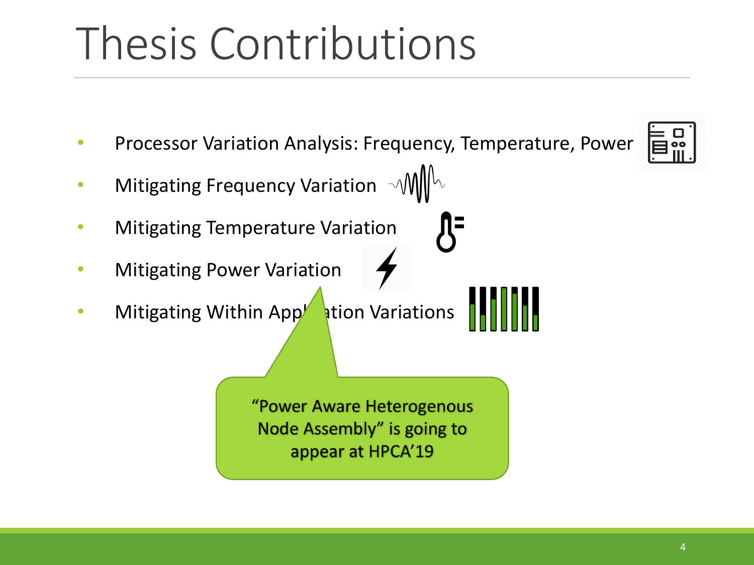# Thesis Contributions

- Processor Variation Analysis: Frequency, Temperature, Power
- Mitigating Frequency Variation
- Mitigating Temperature Variation
- Mitigating Power Variation
- Mitigating Within Application Variations

"Power Aware Heterogenous Node Assembly" is going to appear at HPCA'19